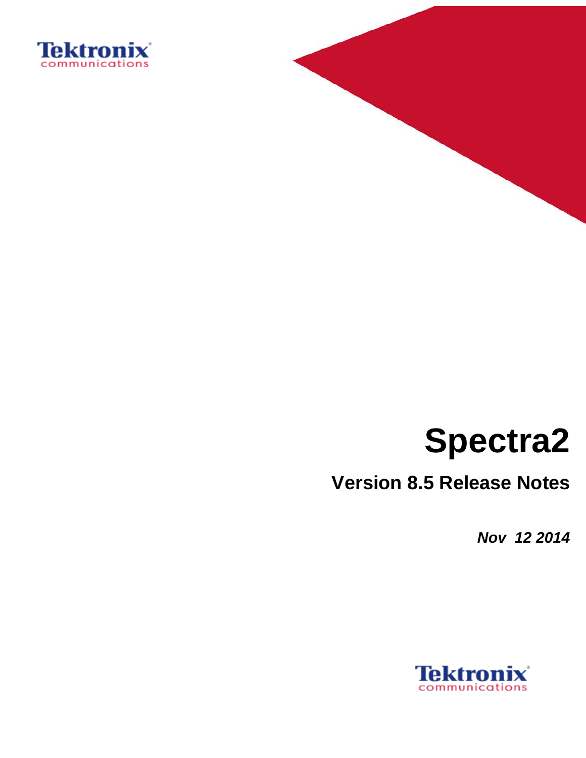Tektronix communications

# Spectra2

## Version 8.5 Release Notes

***Nov 12 2014***

Tektronix communications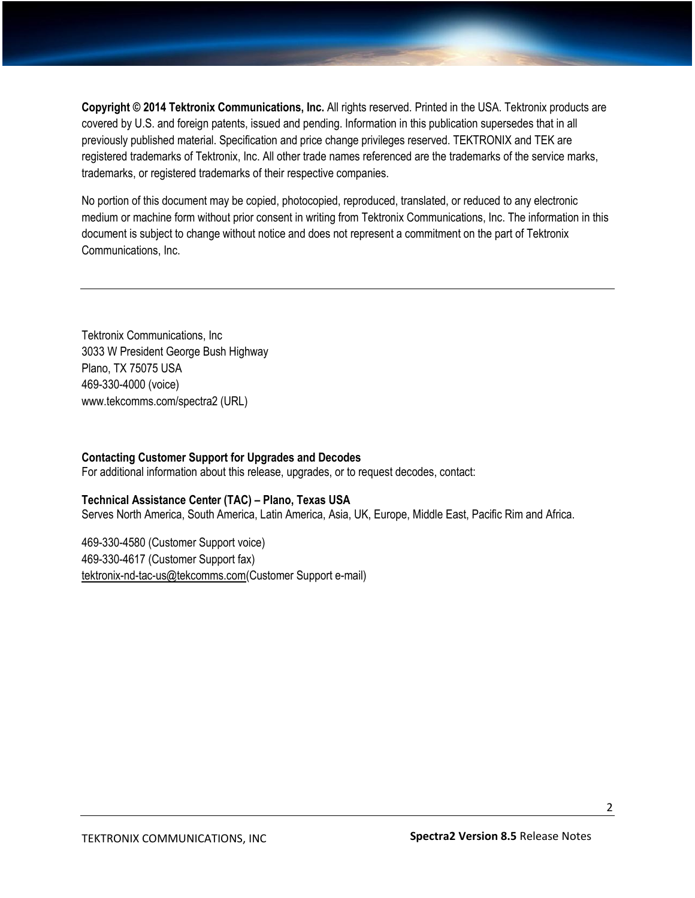**Copyright © 2014 Tektronix Communications, Inc.** All rights reserved. Printed in the USA. Tektronix products are covered by U.S. and foreign patents, issued and pending. Information in this publication supersedes that in all previously published material. Specification and price change privileges reserved. TEKTRONIX and TEK are registered trademarks of Tektronix, Inc. All other trade names referenced are the trademarks of the service marks, trademarks, or registered trademarks of their respective companies.

No portion of this document may be copied, photocopied, reproduced, translated, or reduced to any electronic medium or machine form without prior consent in writing from Tektronix Communications, Inc. The information in this document is subject to change without notice and does not represent a commitment on the part of Tektronix Communications, Inc.

---

Tektronix Communications, Inc
3033 W President George Bush Highway
Plano, TX 75075 USA
469-330-4000 (voice)
www.tekcomms.com/spectra2 (URL)

**Contacting Customer Support for Upgrades and Decodes**
For additional information about this release, upgrades, or to request decodes, contact:

**Technical Assistance Center (TAC) – Plano, Texas USA**
Serves North America, South America, Latin America, Asia, UK, Europe, Middle East, Pacific Rim and Africa.

469-330-4580 (Customer Support voice)
469-330-4617 (Customer Support fax)
tektronix-nd-tac-us@tekcomms.com(Customer Support e-mail)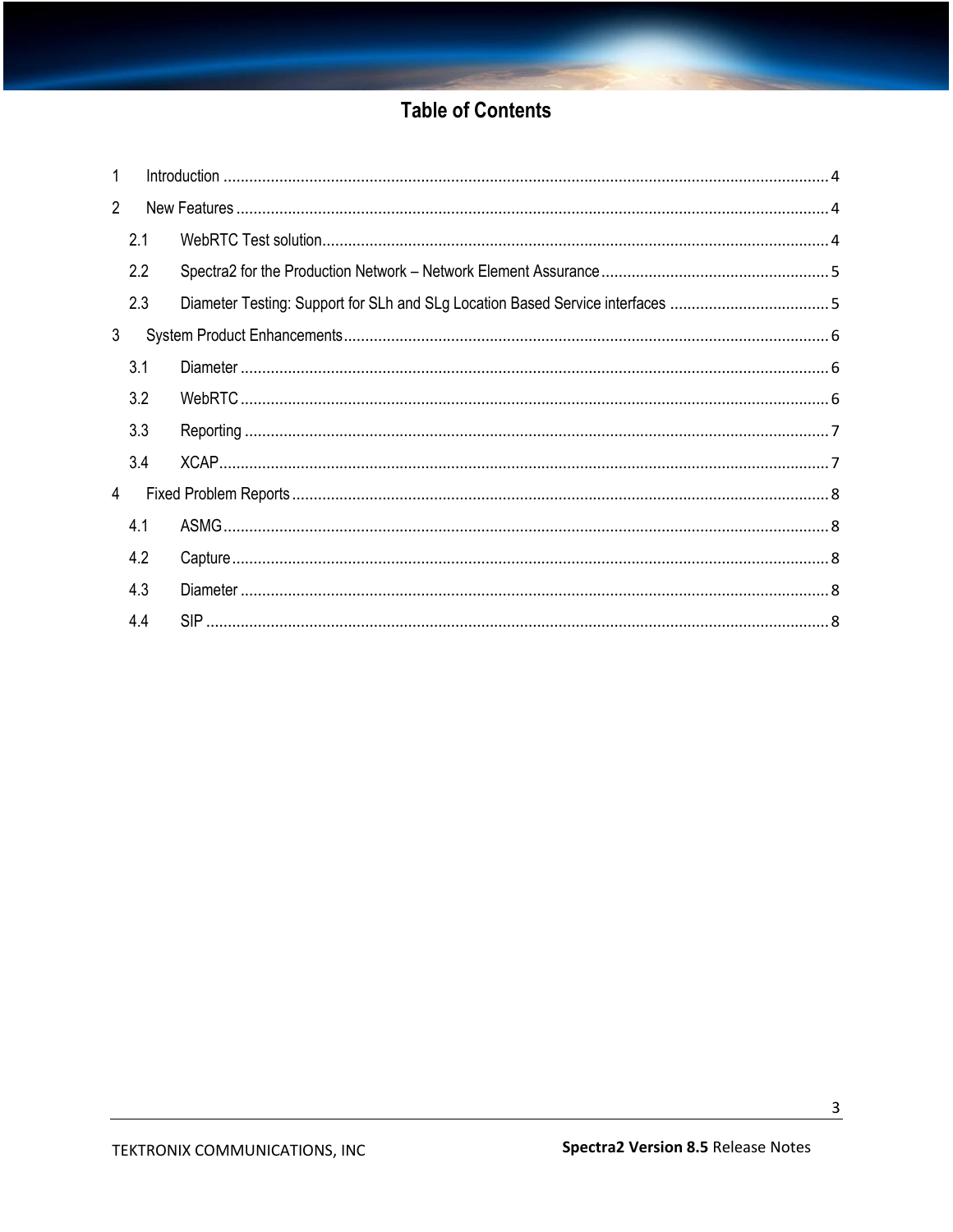# Table of Contents

1 Introduction ........................................................................................................................................ 4

2 New Features ...................................................................................................................................... 4

 2.1 WebRTC Test solution.................................................................................................................... 4

 2.2 Spectra2 for the Production Network – Network Element Assurance ..................................................... 5

 2.3 Diameter Testing: Support for SLh and SLg Location Based Service interfaces ..................................... 5

3 System Product Enhancements ............................................................................................................... 6

 3.1 Diameter ....................................................................................................................................... 6

 3.2 WebRTC ....................................................................................................................................... 6

 3.3 Reporting ...................................................................................................................................... 7

 3.4 XCAP............................................................................................................................................ 7

4 Fixed Problem Reports ........................................................................................................................... 8

 4.1 ASMG........................................................................................................................................... 8

 4.2 Capture ......................................................................................................................................... 8

 4.3 Diameter ....................................................................................................................................... 8

 4.4 SIP ............................................................................................................................................... 8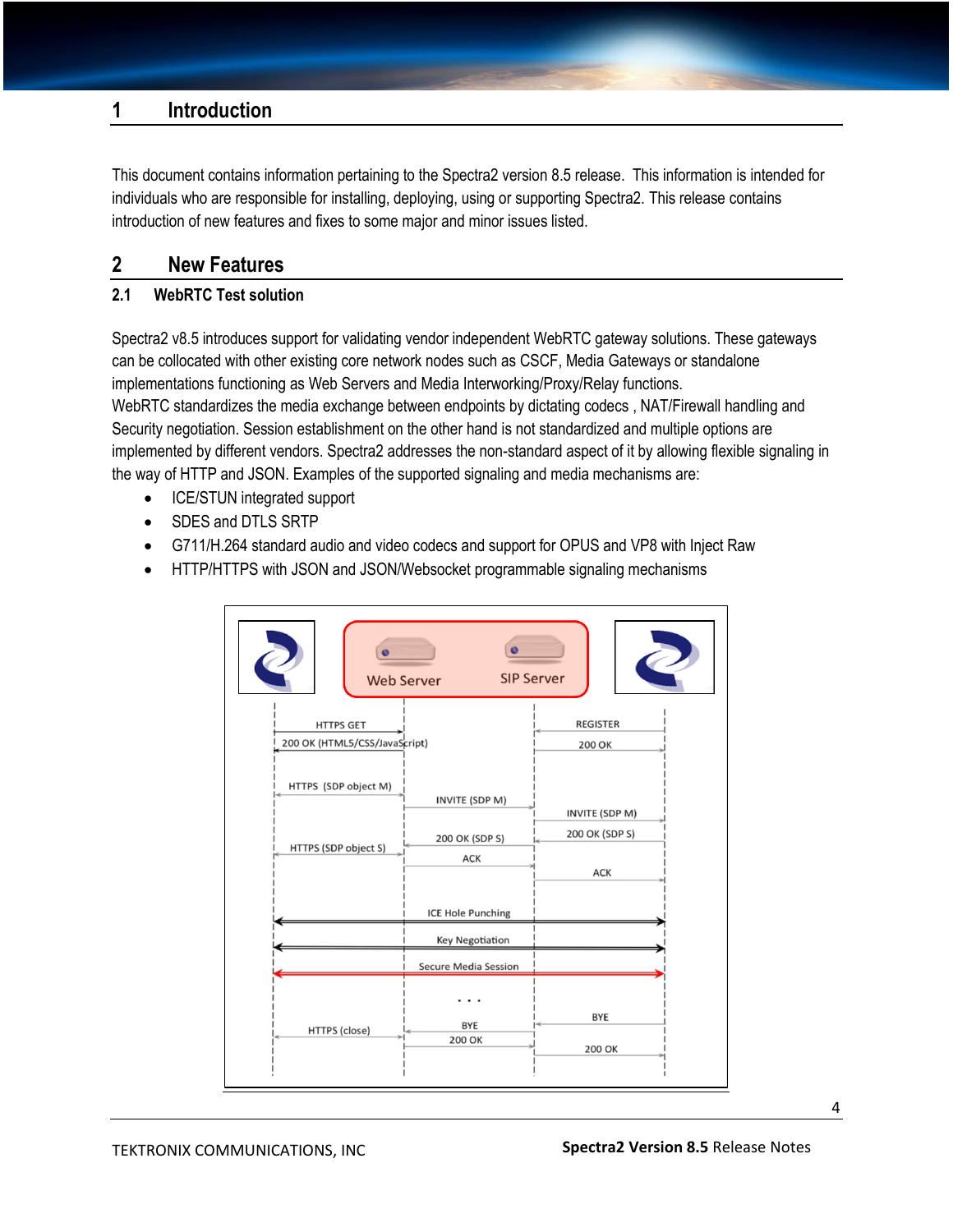# 1 Introduction

This document contains information pertaining to the Spectra2 version 8.5 release. This information is intended for individuals who are responsible for installing, deploying, using or supporting Spectra2. This release contains introduction of new features and fixes to some major and minor issues listed.

# 2 New Features

## 2.1 WebRTC Test solution

Spectra2 v8.5 introduces support for validating vendor independent WebRTC gateway solutions. These gateways can be collocated with other existing core network nodes such as CSCF, Media Gateways or standalone implementations functioning as Web Servers and Media Interworking/Proxy/Relay functions.
WebRTC standardizes the media exchange between endpoints by dictating codecs , NAT/Firewall handling and Security negotiation. Session establishment on the other hand is not standardized and multiple options are implemented by different vendors. Spectra2 addresses the non-standard aspect of it by allowing flexible signaling in the way of HTTP and JSON. Examples of the supported signaling and media mechanisms are:

- ICE/STUN integrated support
- SDES and DTLS SRTP
- G711/H.264 standard audio and video codecs and support for OPUS and VP8 with Inject Raw
- HTTP/HTTPS with JSON and JSON/Websocket programmable signaling mechanisms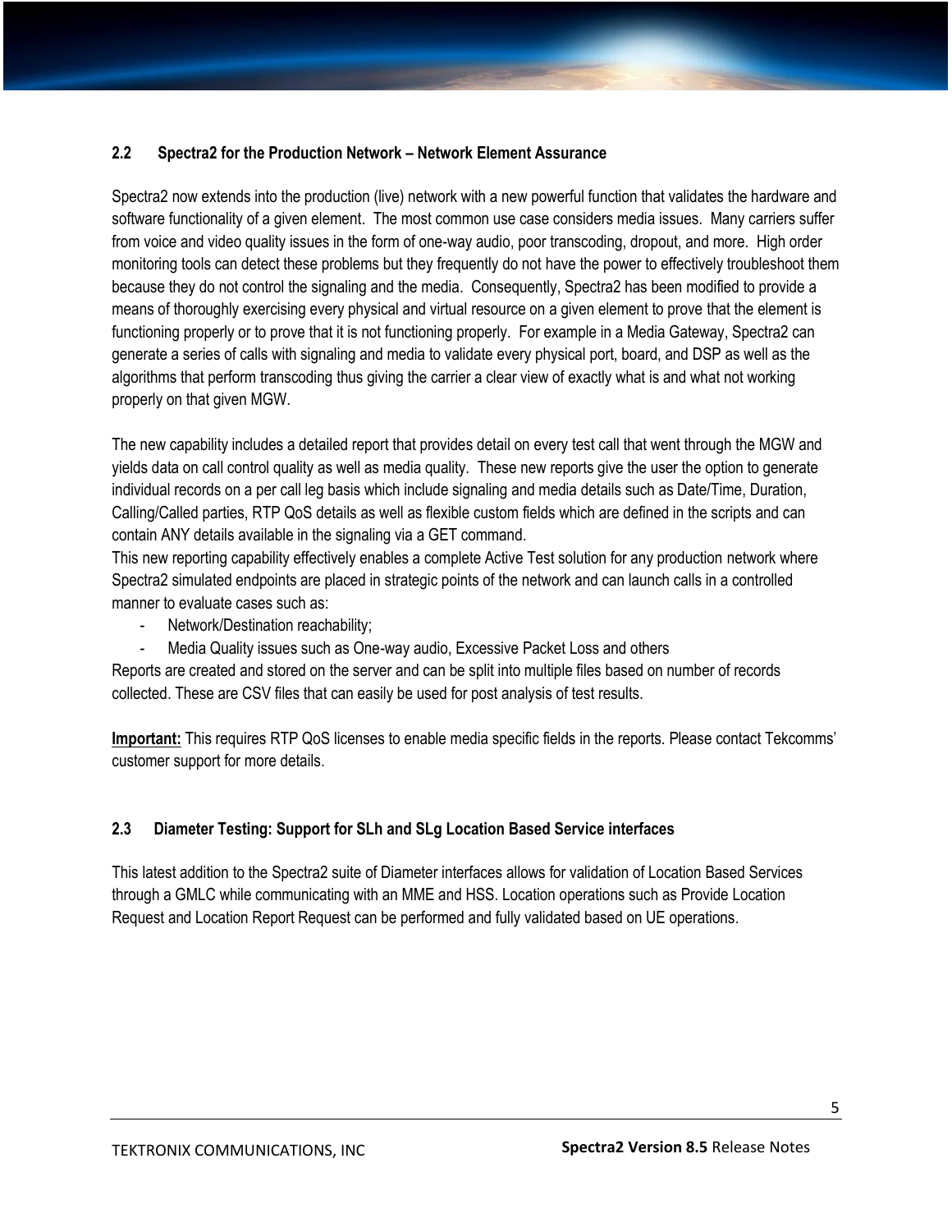### 2.2 Spectra2 for the Production Network – Network Element Assurance

Spectra2 now extends into the production (live) network with a new powerful function that validates the hardware and software functionality of a given element. The most common use case considers media issues. Many carriers suffer from voice and video quality issues in the form of one-way audio, poor transcoding, dropout, and more. High order monitoring tools can detect these problems but they frequently do not have the power to effectively troubleshoot them because they do not control the signaling and the media. Consequently, Spectra2 has been modified to provide a means of thoroughly exercising every physical and virtual resource on a given element to prove that the element is functioning properly or to prove that it is not functioning properly. For example in a Media Gateway, Spectra2 can generate a series of calls with signaling and media to validate every physical port, board, and DSP as well as the algorithms that perform transcoding thus giving the carrier a clear view of exactly what is and what not working properly on that given MGW.

The new capability includes a detailed report that provides detail on every test call that went through the MGW and yields data on call control quality as well as media quality. These new reports give the user the option to generate individual records on a per call leg basis which include signaling and media details such as Date/Time, Duration, Calling/Called parties, RTP QoS details as well as flexible custom fields which are defined in the scripts and can contain ANY details available in the signaling via a GET command.

This new reporting capability effectively enables a complete Active Test solution for any production network where Spectra2 simulated endpoints are placed in strategic points of the network and can launch calls in a controlled manner to evaluate cases such as:

- Network/Destination reachability;
- Media Quality issues such as One-way audio, Excessive Packet Loss and others

Reports are created and stored on the server and can be split into multiple files based on number of records collected. These are CSV files that can easily be used for post analysis of test results.

**Important:** This requires RTP QoS licenses to enable media specific fields in the reports. Please contact Tekcomms' customer support for more details.

### 2.3 Diameter Testing: Support for SLh and SLg Location Based Service interfaces

This latest addition to the Spectra2 suite of Diameter interfaces allows for validation of Location Based Services through a GMLC while communicating with an MME and HSS. Location operations such as Provide Location Request and Location Report Request can be performed and fully validated based on UE operations.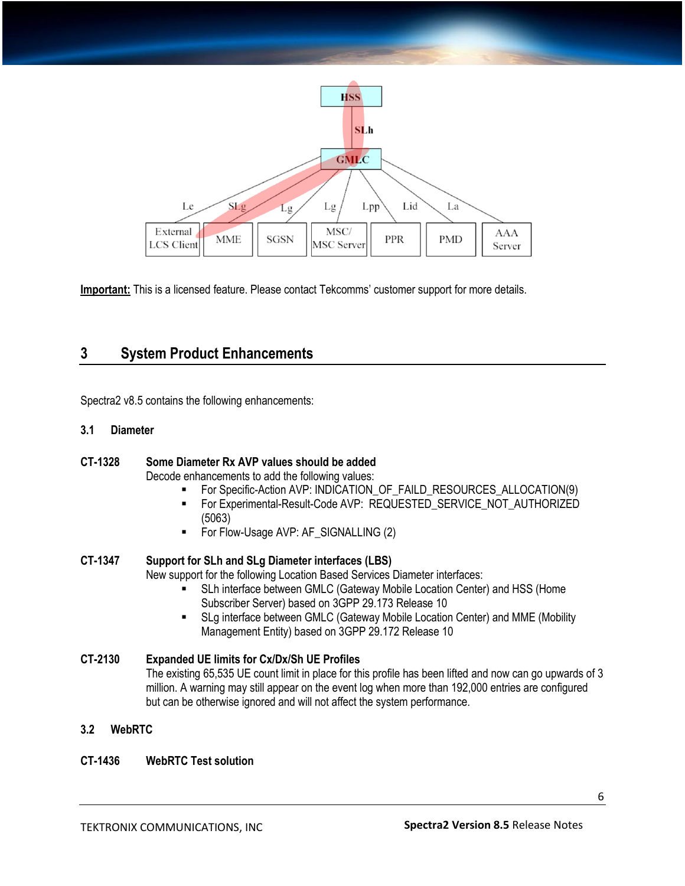**Important:** This is a licensed feature. Please contact Tekcomms' customer support for more details.

# 3 System Product Enhancements

Spectra2 v8.5 contains the following enhancements:

## 3.1 Diameter

**CT-1328 Some Diameter Rx AVP values should be added**

Decode enhancements to add the following values:

- For Specific-Action AVP: INDICATION_OF_FAILD_RESOURCES_ALLOCATION(9)
- For Experimental-Result-Code AVP: REQUESTED_SERVICE_NOT_AUTHORIZED (5063)
- For Flow-Usage AVP: AF_SIGNALLING (2)

**CT-1347 Support for SLh and SLg Diameter interfaces (LBS)**

New support for the following Location Based Services Diameter interfaces:

- SLh interface between GMLC (Gateway Mobile Location Center) and HSS (Home Subscriber Server) based on 3GPP 29.173 Release 10
- SLg interface between GMLC (Gateway Mobile Location Center) and MME (Mobility Management Entity) based on 3GPP 29.172 Release 10

**CT-2130 Expanded UE limits for Cx/Dx/Sh UE Profiles**

The existing 65,535 UE count limit in place for this profile has been lifted and now can go upwards of 3 million. A warning may still appear on the event log when more than 192,000 entries are configured but can be otherwise ignored and will not affect the system performance.

## 3.2 WebRTC

**CT-1436 WebRTC Test solution**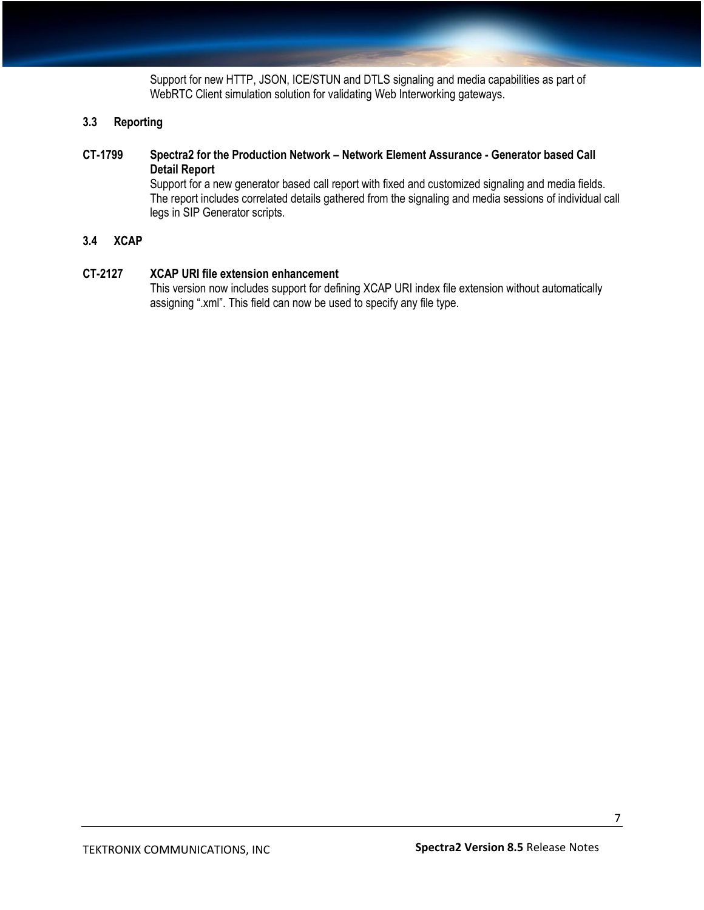Support for new HTTP, JSON, ICE/STUN and DTLS signaling and media capabilities as part of WebRTC Client simulation solution for validating Web Interworking gateways.

### 3.3 Reporting

**CT-1799 Spectra2 for the Production Network – Network Element Assurance - Generator based Call Detail Report**

Support for a new generator based call report with fixed and customized signaling and media fields. The report includes correlated details gathered from the signaling and media sessions of individual call legs in SIP Generator scripts.

### 3.4 XCAP

**CT-2127 XCAP URI file extension enhancement**

This version now includes support for defining XCAP URI index file extension without automatically assigning ".xml". This field can now be used to specify any file type.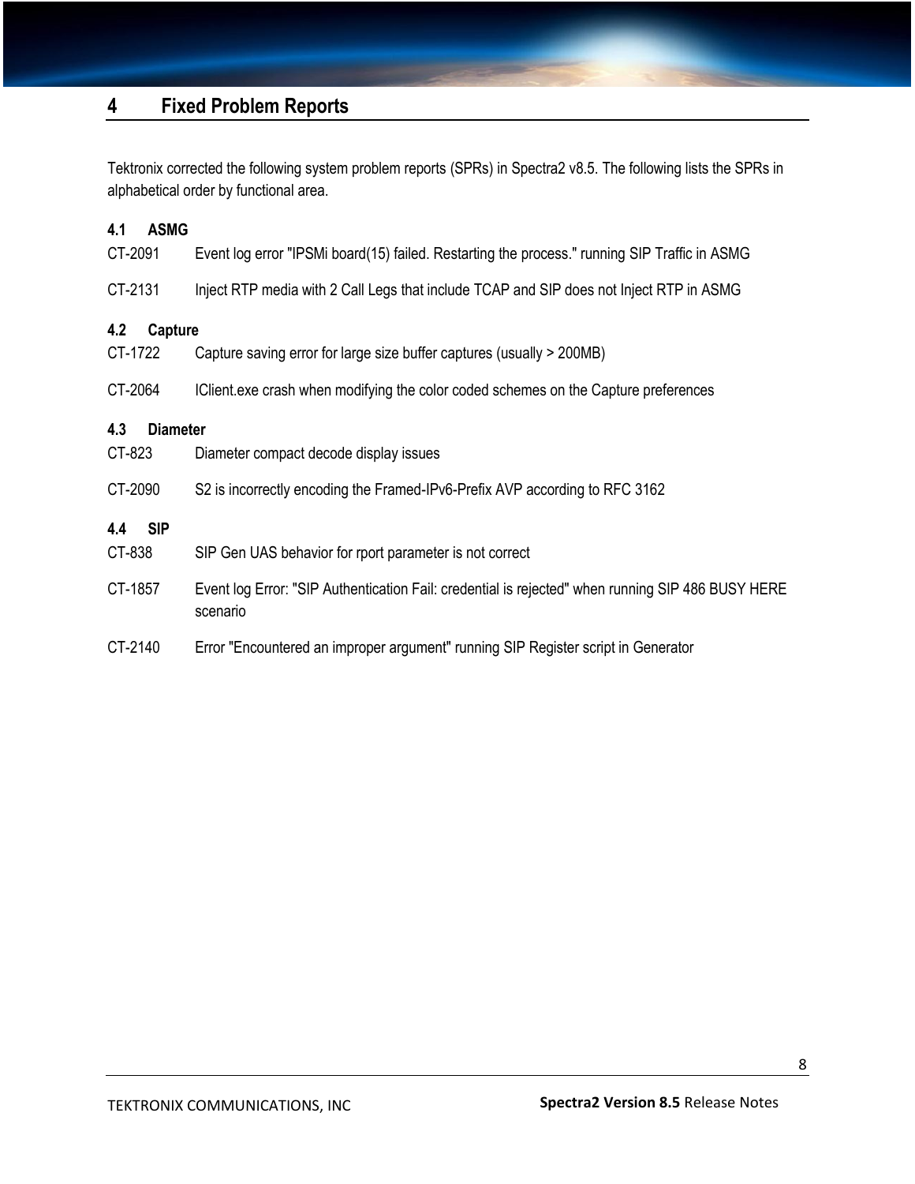# 4 Fixed Problem Reports

Tektronix corrected the following system problem reports (SPRs) in Spectra2 v8.5. The following lists the SPRs in alphabetical order by functional area.

## 4.1 ASMG

CT-2091 Event log error "IPSMi board(15) failed. Restarting the process." running SIP Traffic in ASMG

CT-2131 Inject RTP media with 2 Call Legs that include TCAP and SIP does not Inject RTP in ASMG

## 4.2 Capture

CT-1722 Capture saving error for large size buffer captures (usually > 200MB)

CT-2064 IClient.exe crash when modifying the color coded schemes on the Capture preferences

## 4.3 Diameter

CT-823 Diameter compact decode display issues

CT-2090 S2 is incorrectly encoding the Framed-IPv6-Prefix AVP according to RFC 3162

## 4.4 SIP

CT-838 SIP Gen UAS behavior for rport parameter is not correct

CT-1857 Event log Error: "SIP Authentication Fail: credential is rejected" when running SIP 486 BUSY HERE scenario

CT-2140 Error "Encountered an improper argument" running SIP Register script in Generator